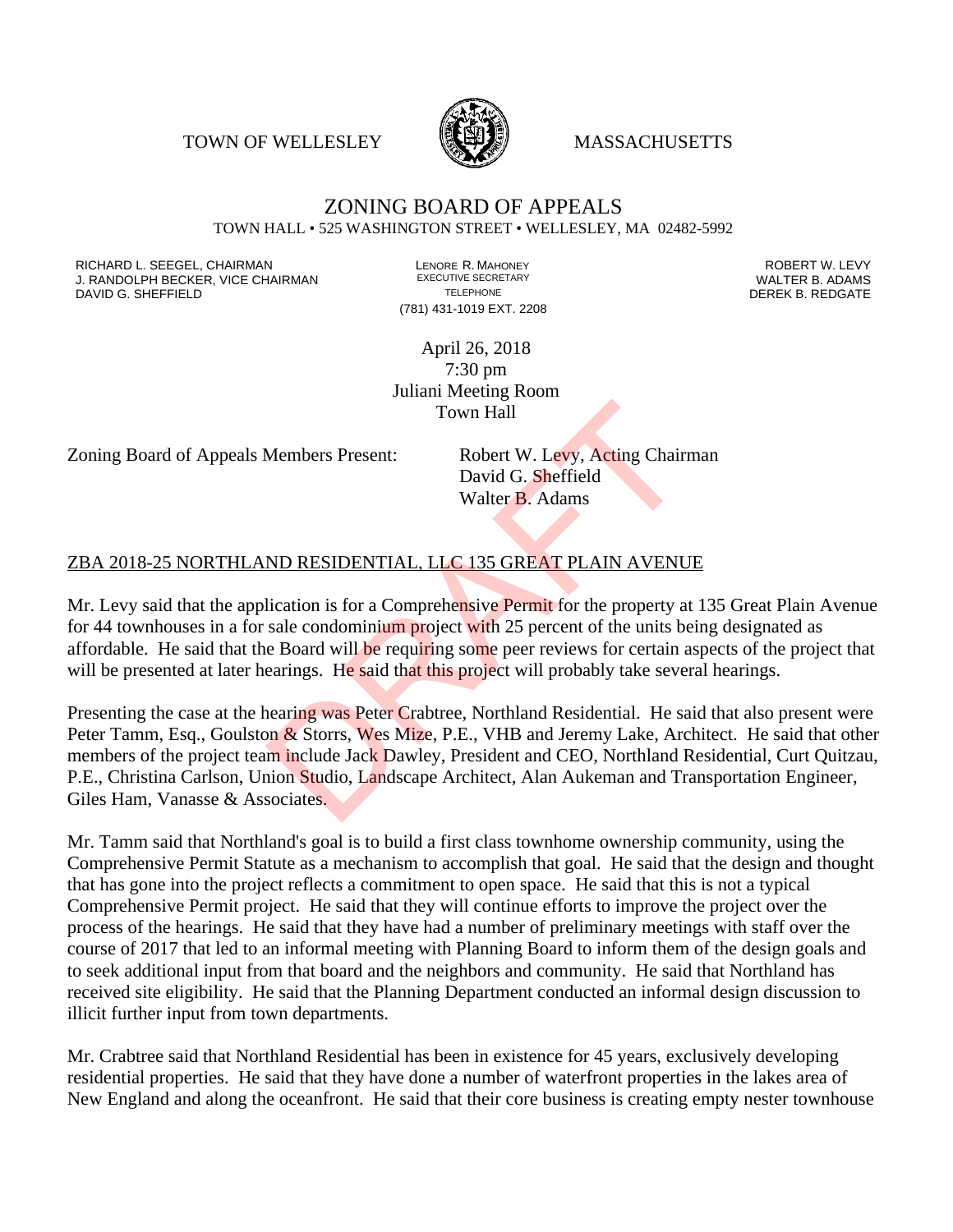TOWN OF WELLESLEY MASSACHUSETTS

# ZONING BOARD OF APPEALS

TOWN HALL • 525 WASHINGTON STREET • WELLESLEY, MA 02482-5992

RICHARD L. SEEGEL, CHAIRMAN
J. RANDOLPH BECKER, VICE CHAIRMAN
DAVID G. SHEFFIELD

LENORE R. MAHONEY
EXECUTIVE SECRETARY
TELEPHONE
(781) 431-1019 EXT. 2208

ROBERT W. LEVY
WALTER B. ADAMS
DEREK B. REDGATE

April 26, 2018
7:30 pm
Juliani Meeting Room
Town Hall

Zoning Board of Appeals Members Present: Robert W. Levy, Acting Chairman
David G. Sheffield
Walter B. Adams

ZBA 2018-25 NORTHLAND RESIDENTIAL, LLC 135 GREAT PLAIN AVENUE

Mr. Levy said that the application is for a Comprehensive Permit for the property at 135 Great Plain Avenue for 44 townhouses in a for sale condominium project with 25 percent of the units being designated as affordable. He said that the Board will be requiring some peer reviews for certain aspects of the project that will be presented at later hearings. He said that this project will probably take several hearings.

Presenting the case at the hearing was Peter Crabtree, Northland Residential. He said that also present were Peter Tamm, Esq., Goulston & Storrs, Wes Mize, P.E., VHB and Jeremy Lake, Architect. He said that other members of the project team include Jack Dawley, President and CEO, Northland Residential, Curt Quitzau, P.E., Christina Carlson, Union Studio, Landscape Architect, Alan Aukeman and Transportation Engineer, Giles Ham, Vanasse & Associates.

Mr. Tamm said that Northland's goal is to build a first class townhome ownership community, using the Comprehensive Permit Statute as a mechanism to accomplish that goal. He said that the design and thought that has gone into the project reflects a commitment to open space. He said that this is not a typical Comprehensive Permit project. He said that they will continue efforts to improve the project over the process of the hearings. He said that they have had a number of preliminary meetings with staff over the course of 2017 that led to an informal meeting with Planning Board to inform them of the design goals and to seek additional input from that board and the neighbors and community. He said that Northland has received site eligibility. He said that the Planning Department conducted an informal design discussion to illicit further input from town departments.

Mr. Crabtree said that Northland Residential has been in existence for 45 years, exclusively developing residential properties. He said that they have done a number of waterfront properties in the lakes area of New England and along the oceanfront. He said that their core business is creating empty nester townhouse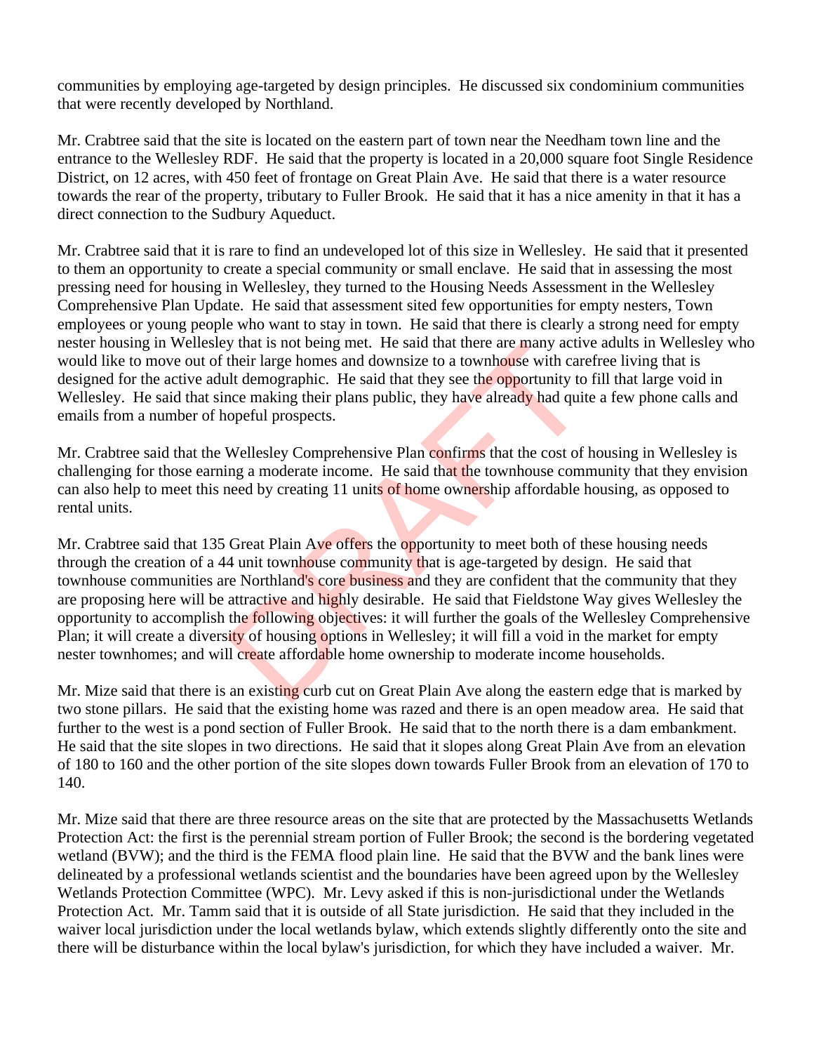communities by employing age-targeted by design principles. He discussed six condominium communities that were recently developed by Northland.

Mr. Crabtree said that the site is located on the eastern part of town near the Needham town line and the entrance to the Wellesley RDF. He said that the property is located in a 20,000 square foot Single Residence District, on 12 acres, with 450 feet of frontage on Great Plain Ave. He said that there is a water resource towards the rear of the property, tributary to Fuller Brook. He said that it has a nice amenity in that it has a direct connection to the Sudbury Aqueduct.

Mr. Crabtree said that it is rare to find an undeveloped lot of this size in Wellesley. He said that it presented to them an opportunity to create a special community or small enclave. He said that in assessing the most pressing need for housing in Wellesley, they turned to the Housing Needs Assessment in the Wellesley Comprehensive Plan Update. He said that assessment sited few opportunities for empty nesters, Town employees or young people who want to stay in town. He said that there is clearly a strong need for empty nester housing in Wellesley that is not being met. He said that there are many active adults in Wellesley who would like to move out of their large homes and downsize to a townhouse with carefree living that is designed for the active adult demographic. He said that they see the opportunity to fill that large void in Wellesley. He said that since making their plans public, they have already had quite a few phone calls and emails from a number of hopeful prospects.

Mr. Crabtree said that the Wellesley Comprehensive Plan confirms that the cost of housing in Wellesley is challenging for those earning a moderate income. He said that the townhouse community that they envision can also help to meet this need by creating 11 units of home ownership affordable housing, as opposed to rental units.

Mr. Crabtree said that 135 Great Plain Ave offers the opportunity to meet both of these housing needs through the creation of a 44 unit townhouse community that is age-targeted by design. He said that townhouse communities are Northland's core business and they are confident that the community that they are proposing here will be attractive and highly desirable. He said that Fieldstone Way gives Wellesley the opportunity to accomplish the following objectives: it will further the goals of the Wellesley Comprehensive Plan; it will create a diversity of housing options in Wellesley; it will fill a void in the market for empty nester townhomes; and will create affordable home ownership to moderate income households.

Mr. Mize said that there is an existing curb cut on Great Plain Ave along the eastern edge that is marked by two stone pillars. He said that the existing home was razed and there is an open meadow area. He said that further to the west is a pond section of Fuller Brook. He said that to the north there is a dam embankment. He said that the site slopes in two directions. He said that it slopes along Great Plain Ave from an elevation of 180 to 160 and the other portion of the site slopes down towards Fuller Brook from an elevation of 170 to 140.

Mr. Mize said that there are three resource areas on the site that are protected by the Massachusetts Wetlands Protection Act: the first is the perennial stream portion of Fuller Brook; the second is the bordering vegetated wetland (BVW); and the third is the FEMA flood plain line. He said that the BVW and the bank lines were delineated by a professional wetlands scientist and the boundaries have been agreed upon by the Wellesley Wetlands Protection Committee (WPC). Mr. Levy asked if this is non-jurisdictional under the Wetlands Protection Act. Mr. Tamm said that it is outside of all State jurisdiction. He said that they included in the waiver local jurisdiction under the local wetlands bylaw, which extends slightly differently onto the site and there will be disturbance within the local bylaw's jurisdiction, for which they have included a waiver. Mr.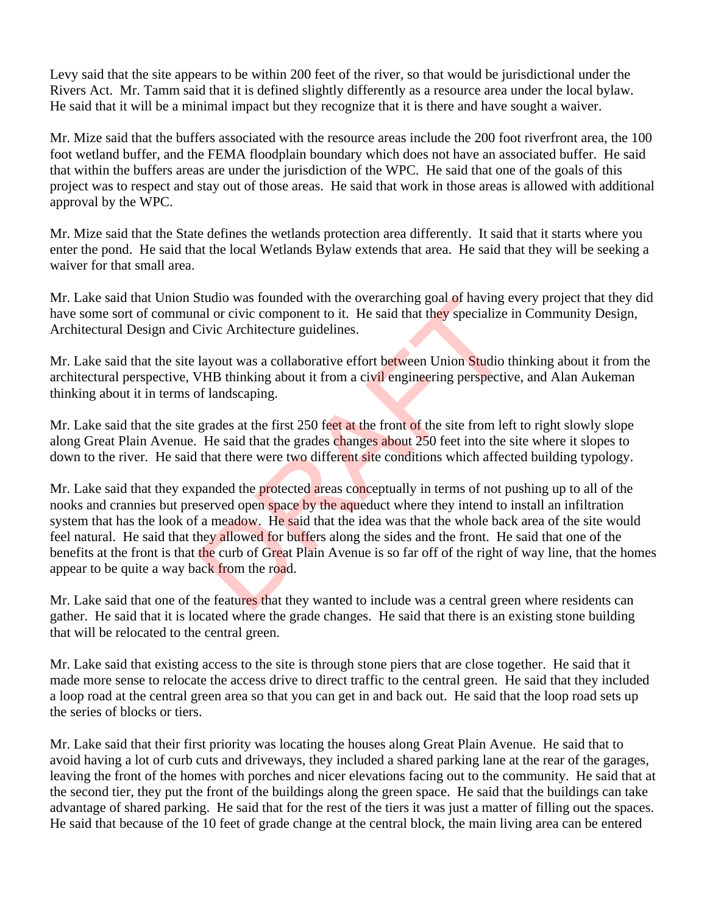Levy said that the site appears to be within 200 feet of the river, so that would be jurisdictional under the Rivers Act. Mr. Tamm said that it is defined slightly differently as a resource area under the local bylaw. He said that it will be a minimal impact but they recognize that it is there and have sought a waiver.

Mr. Mize said that the buffers associated with the resource areas include the 200 foot riverfront area, the 100 foot wetland buffer, and the FEMA floodplain boundary which does not have an associated buffer. He said that within the buffers areas are under the jurisdiction of the WPC. He said that one of the goals of this project was to respect and stay out of those areas. He said that work in those areas is allowed with additional approval by the WPC.

Mr. Mize said that the State defines the wetlands protection area differently. It said that it starts where you enter the pond. He said that the local Wetlands Bylaw extends that area. He said that they will be seeking a waiver for that small area.

Mr. Lake said that Union Studio was founded with the overarching goal of having every project that they did have some sort of communal or civic component to it. He said that they specialize in Community Design, Architectural Design and Civic Architecture guidelines.

Mr. Lake said that the site layout was a collaborative effort between Union Studio thinking about it from the architectural perspective, VHB thinking about it from a civil engineering perspective, and Alan Aukeman thinking about it in terms of landscaping.

Mr. Lake said that the site grades at the first 250 feet at the front of the site from left to right slowly slope along Great Plain Avenue. He said that the grades changes about 250 feet into the site where it slopes to down to the river. He said that there were two different site conditions which affected building typology.

Mr. Lake said that they expanded the protected areas conceptually in terms of not pushing up to all of the nooks and crannies but preserved open space by the aqueduct where they intend to install an infiltration system that has the look of a meadow. He said that the idea was that the whole back area of the site would feel natural. He said that they allowed for buffers along the sides and the front. He said that one of the benefits at the front is that the curb of Great Plain Avenue is so far off of the right of way line, that the homes appear to be quite a way back from the road.

Mr. Lake said that one of the features that they wanted to include was a central green where residents can gather. He said that it is located where the grade changes. He said that there is an existing stone building that will be relocated to the central green.

Mr. Lake said that existing access to the site is through stone piers that are close together. He said that it made more sense to relocate the access drive to direct traffic to the central green. He said that they included a loop road at the central green area so that you can get in and back out. He said that the loop road sets up the series of blocks or tiers.

Mr. Lake said that their first priority was locating the houses along Great Plain Avenue. He said that to avoid having a lot of curb cuts and driveways, they included a shared parking lane at the rear of the garages, leaving the front of the homes with porches and nicer elevations facing out to the community. He said that at the second tier, they put the front of the buildings along the green space. He said that the buildings can take advantage of shared parking. He said that for the rest of the tiers it was just a matter of filling out the spaces. He said that because of the 10 feet of grade change at the central block, the main living area can be entered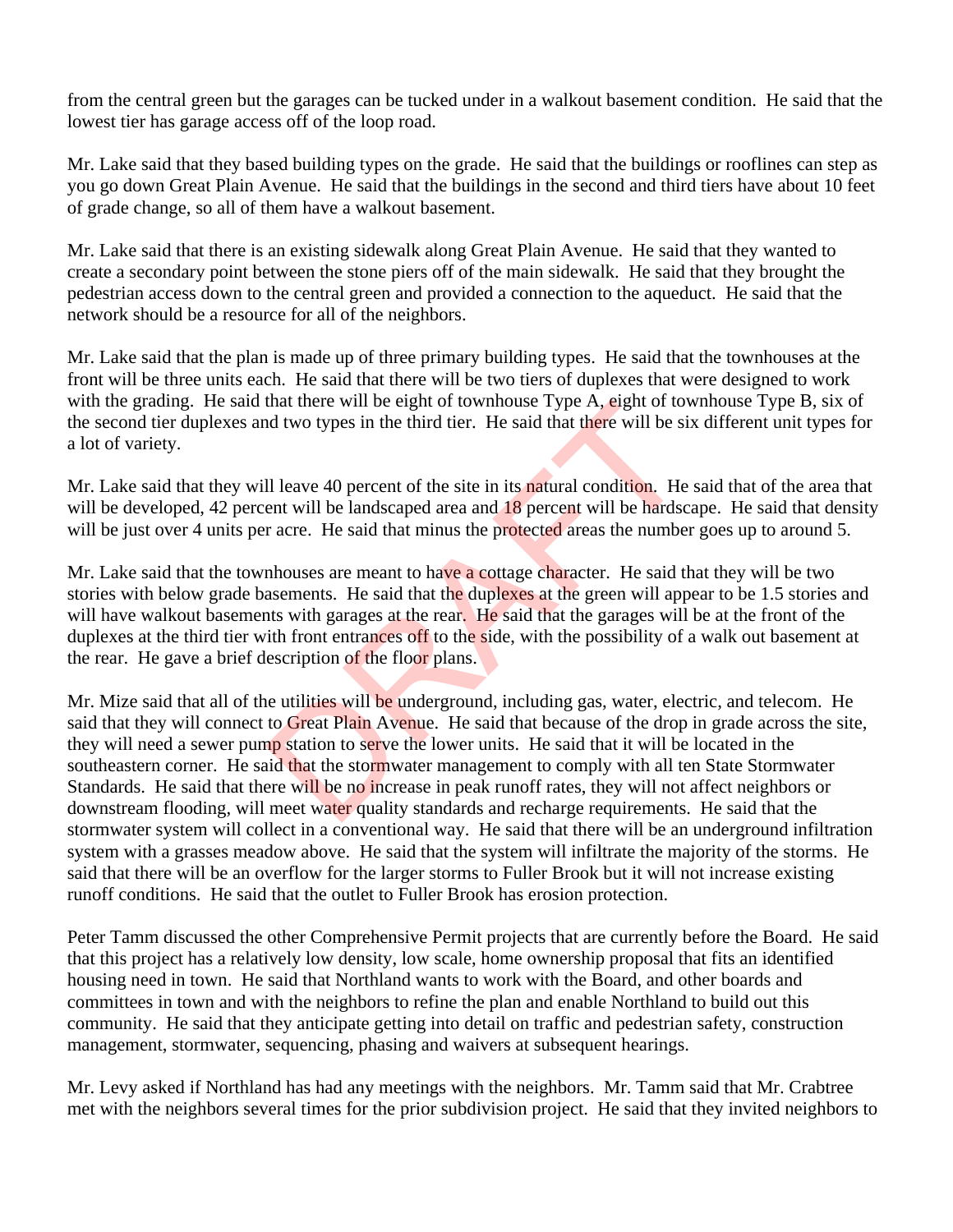from the central green but the garages can be tucked under in a walkout basement condition. He said that the lowest tier has garage access off of the loop road.

Mr. Lake said that they based building types on the grade. He said that the buildings or rooflines can step as you go down Great Plain Avenue. He said that the buildings in the second and third tiers have about 10 feet of grade change, so all of them have a walkout basement.

Mr. Lake said that there is an existing sidewalk along Great Plain Avenue. He said that they wanted to create a secondary point between the stone piers off of the main sidewalk. He said that they brought the pedestrian access down to the central green and provided a connection to the aqueduct. He said that the network should be a resource for all of the neighbors.

Mr. Lake said that the plan is made up of three primary building types. He said that the townhouses at the front will be three units each. He said that there will be two tiers of duplexes that were designed to work with the grading. He said that there will be eight of townhouse Type A, eight of townhouse Type B, six of the second tier duplexes and two types in the third tier. He said that there will be six different unit types for a lot of variety.

Mr. Lake said that they will leave 40 percent of the site in its natural condition. He said that of the area that will be developed, 42 percent will be landscaped area and 18 percent will be hardscape. He said that density will be just over 4 units per acre. He said that minus the protected areas the number goes up to around 5.

Mr. Lake said that the townhouses are meant to have a cottage character. He said that they will be two stories with below grade basements. He said that the duplexes at the green will appear to be 1.5 stories and will have walkout basements with garages at the rear. He said that the garages will be at the front of the duplexes at the third tier with front entrances off to the side, with the possibility of a walk out basement at the rear. He gave a brief description of the floor plans.

Mr. Mize said that all of the utilities will be underground, including gas, water, electric, and telecom. He said that they will connect to Great Plain Avenue. He said that because of the drop in grade across the site, they will need a sewer pump station to serve the lower units. He said that it will be located in the southeastern corner. He said that the stormwater management to comply with all ten State Stormwater Standards. He said that there will be no increase in peak runoff rates, they will not affect neighbors or downstream flooding, will meet water quality standards and recharge requirements. He said that the stormwater system will collect in a conventional way. He said that there will be an underground infiltration system with a grasses meadow above. He said that the system will infiltrate the majority of the storms. He said that there will be an overflow for the larger storms to Fuller Brook but it will not increase existing runoff conditions. He said that the outlet to Fuller Brook has erosion protection.

Peter Tamm discussed the other Comprehensive Permit projects that are currently before the Board. He said that this project has a relatively low density, low scale, home ownership proposal that fits an identified housing need in town. He said that Northland wants to work with the Board, and other boards and committees in town and with the neighbors to refine the plan and enable Northland to build out this community. He said that they anticipate getting into detail on traffic and pedestrian safety, construction management, stormwater, sequencing, phasing and waivers at subsequent hearings.

Mr. Levy asked if Northland has had any meetings with the neighbors. Mr. Tamm said that Mr. Crabtree met with the neighbors several times for the prior subdivision project. He said that they invited neighbors to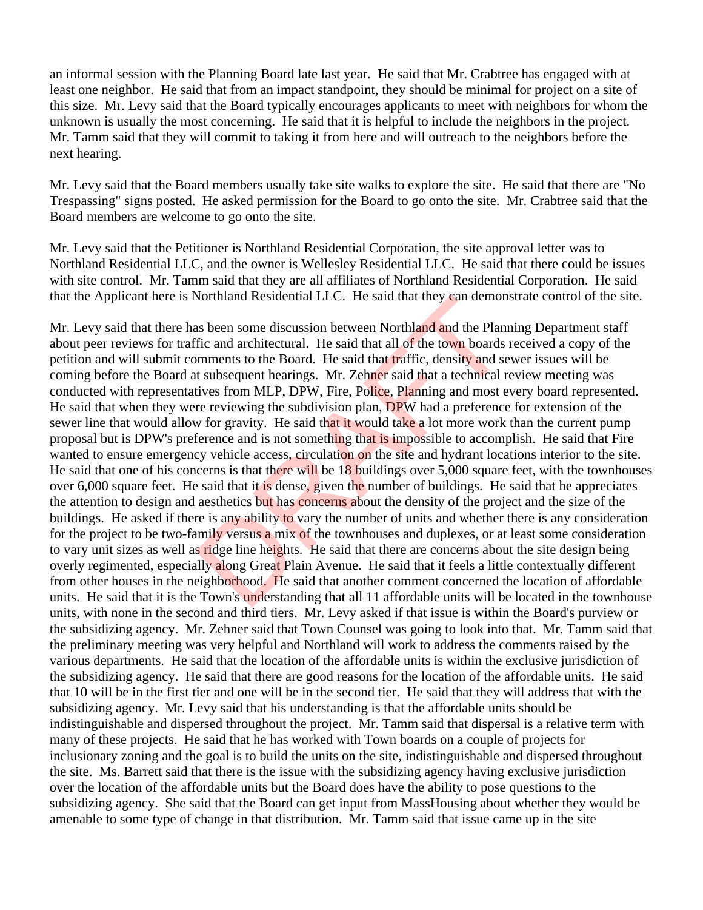an informal session with the Planning Board late last year. He said that Mr. Crabtree has engaged with at least one neighbor. He said that from an impact standpoint, they should be minimal for project on a site of this size. Mr. Levy said that the Board typically encourages applicants to meet with neighbors for whom the unknown is usually the most concerning. He said that it is helpful to include the neighbors in the project. Mr. Tamm said that they will commit to taking it from here and will outreach to the neighbors before the next hearing.

Mr. Levy said that the Board members usually take site walks to explore the site. He said that there are "No Trespassing" signs posted. He asked permission for the Board to go onto the site. Mr. Crabtree said that the Board members are welcome to go onto the site.

Mr. Levy said that the Petitioner is Northland Residential Corporation, the site approval letter was to Northland Residential LLC, and the owner is Wellesley Residential LLC. He said that there could be issues with site control. Mr. Tamm said that they are all affiliates of Northland Residential Corporation. He said that the Applicant here is Northland Residential LLC. He said that they can demonstrate control of the site.

Mr. Levy said that there has been some discussion between Northland and the Planning Department staff about peer reviews for traffic and architectural. He said that all of the town boards received a copy of the petition and will submit comments to the Board. He said that traffic, density and sewer issues will be coming before the Board at subsequent hearings. Mr. Zehner said that a technical review meeting was conducted with representatives from MLP, DPW, Fire, Police, Planning and most every board represented. He said that when they were reviewing the subdivision plan, DPW had a preference for extension of the sewer line that would allow for gravity. He said that it would take a lot more work than the current pump proposal but is DPW's preference and is not something that is impossible to accomplish. He said that Fire wanted to ensure emergency vehicle access, circulation on the site and hydrant locations interior to the site. He said that one of his concerns is that there will be 18 buildings over 5,000 square feet, with the townhouses over 6,000 square feet. He said that it is dense, given the number of buildings. He said that he appreciates the attention to design and aesthetics but has concerns about the density of the project and the size of the buildings. He asked if there is any ability to vary the number of units and whether there is any consideration for the project to be two-family versus a mix of the townhouses and duplexes, or at least some consideration to vary unit sizes as well as ridge line heights. He said that there are concerns about the site design being overly regimented, especially along Great Plain Avenue. He said that it feels a little contextually different from other houses in the neighborhood. He said that another comment concerned the location of affordable units. He said that it is the Town's understanding that all 11 affordable units will be located in the townhouse units, with none in the second and third tiers. Mr. Levy asked if that issue is within the Board's purview or the subsidizing agency. Mr. Zehner said that Town Counsel was going to look into that. Mr. Tamm said that the preliminary meeting was very helpful and Northland will work to address the comments raised by the various departments. He said that the location of the affordable units is within the exclusive jurisdiction of the subsidizing agency. He said that there are good reasons for the location of the affordable units. He said that 10 will be in the first tier and one will be in the second tier. He said that they will address that with the subsidizing agency. Mr. Levy said that his understanding is that the affordable units should be indistinguishable and dispersed throughout the project. Mr. Tamm said that dispersal is a relative term with many of these projects. He said that he has worked with Town boards on a couple of projects for inclusionary zoning and the goal is to build the units on the site, indistinguishable and dispersed throughout the site. Ms. Barrett said that there is the issue with the subsidizing agency having exclusive jurisdiction over the location of the affordable units but the Board does have the ability to pose questions to the subsidizing agency. She said that the Board can get input from MassHousing about whether they would be amenable to some type of change in that distribution. Mr. Tamm said that issue came up in the site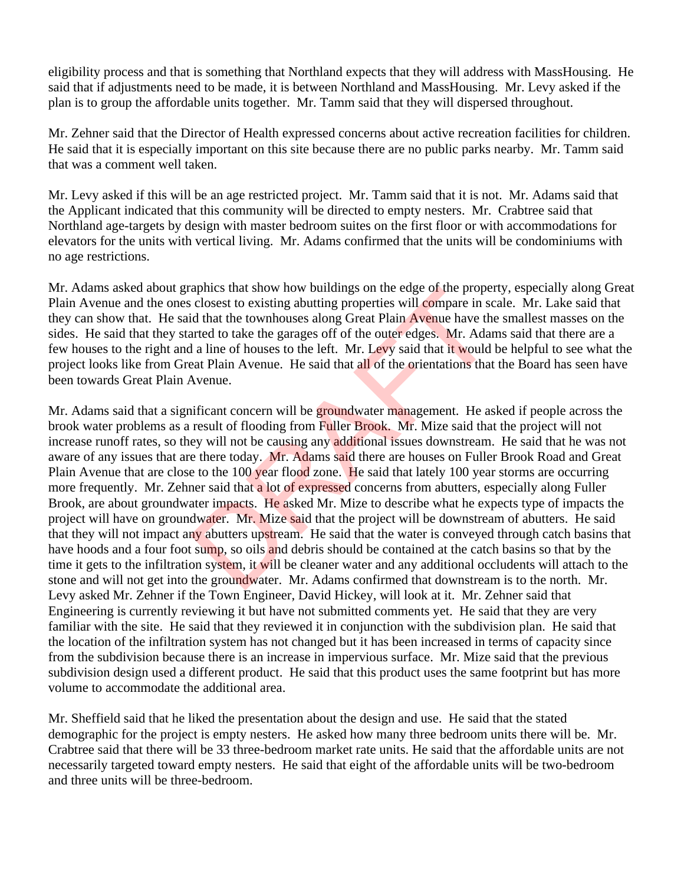eligibility process and that is something that Northland expects that they will address with MassHousing. He said that if adjustments need to be made, it is between Northland and MassHousing. Mr. Levy asked if the plan is to group the affordable units together. Mr. Tamm said that they will dispersed throughout.

Mr. Zehner said that the Director of Health expressed concerns about active recreation facilities for children. He said that it is especially important on this site because there are no public parks nearby. Mr. Tamm said that was a comment well taken.

Mr. Levy asked if this will be an age restricted project. Mr. Tamm said that it is not. Mr. Adams said that the Applicant indicated that this community will be directed to empty nesters. Mr. Crabtree said that Northland age-targets by design with master bedroom suites on the first floor or with accommodations for elevators for the units with vertical living. Mr. Adams confirmed that the units will be condominiums with no age restrictions.

Mr. Adams asked about graphics that show how buildings on the edge of the property, especially along Great Plain Avenue and the ones closest to existing abutting properties will compare in scale. Mr. Lake said that they can show that. He said that the townhouses along Great Plain Avenue have the smallest masses on the sides. He said that they started to take the garages off of the outer edges. Mr. Adams said that there are a few houses to the right and a line of houses to the left. Mr. Levy said that it would be helpful to see what the project looks like from Great Plain Avenue. He said that all of the orientations that the Board has seen have been towards Great Plain Avenue.

Mr. Adams said that a significant concern will be groundwater management. He asked if people across the brook water problems as a result of flooding from Fuller Brook. Mr. Mize said that the project will not increase runoff rates, so they will not be causing any additional issues downstream. He said that he was not aware of any issues that are there today. Mr. Adams said there are houses on Fuller Brook Road and Great Plain Avenue that are close to the 100 year flood zone. He said that lately 100 year storms are occurring more frequently. Mr. Zehner said that a lot of expressed concerns from abutters, especially along Fuller Brook, are about groundwater impacts. He asked Mr. Mize to describe what he expects type of impacts the project will have on groundwater. Mr. Mize said that the project will be downstream of abutters. He said that they will not impact any abutters upstream. He said that the water is conveyed through catch basins that have hoods and a four foot sump, so oils and debris should be contained at the catch basins so that by the time it gets to the infiltration system, it will be cleaner water and any additional occludents will attach to the stone and will not get into the groundwater. Mr. Adams confirmed that downstream is to the north. Mr. Levy asked Mr. Zehner if the Town Engineer, David Hickey, will look at it. Mr. Zehner said that Engineering is currently reviewing it but have not submitted comments yet. He said that they are very familiar with the site. He said that they reviewed it in conjunction with the subdivision plan. He said that the location of the infiltration system has not changed but it has been increased in terms of capacity since from the subdivision because there is an increase in impervious surface. Mr. Mize said that the previous subdivision design used a different product. He said that this product uses the same footprint but has more volume to accommodate the additional area.

Mr. Sheffield said that he liked the presentation about the design and use. He said that the stated demographic for the project is empty nesters. He asked how many three bedroom units there will be. Mr. Crabtree said that there will be 33 three-bedroom market rate units. He said that the affordable units are not necessarily targeted toward empty nesters. He said that eight of the affordable units will be two-bedroom and three units will be three-bedroom.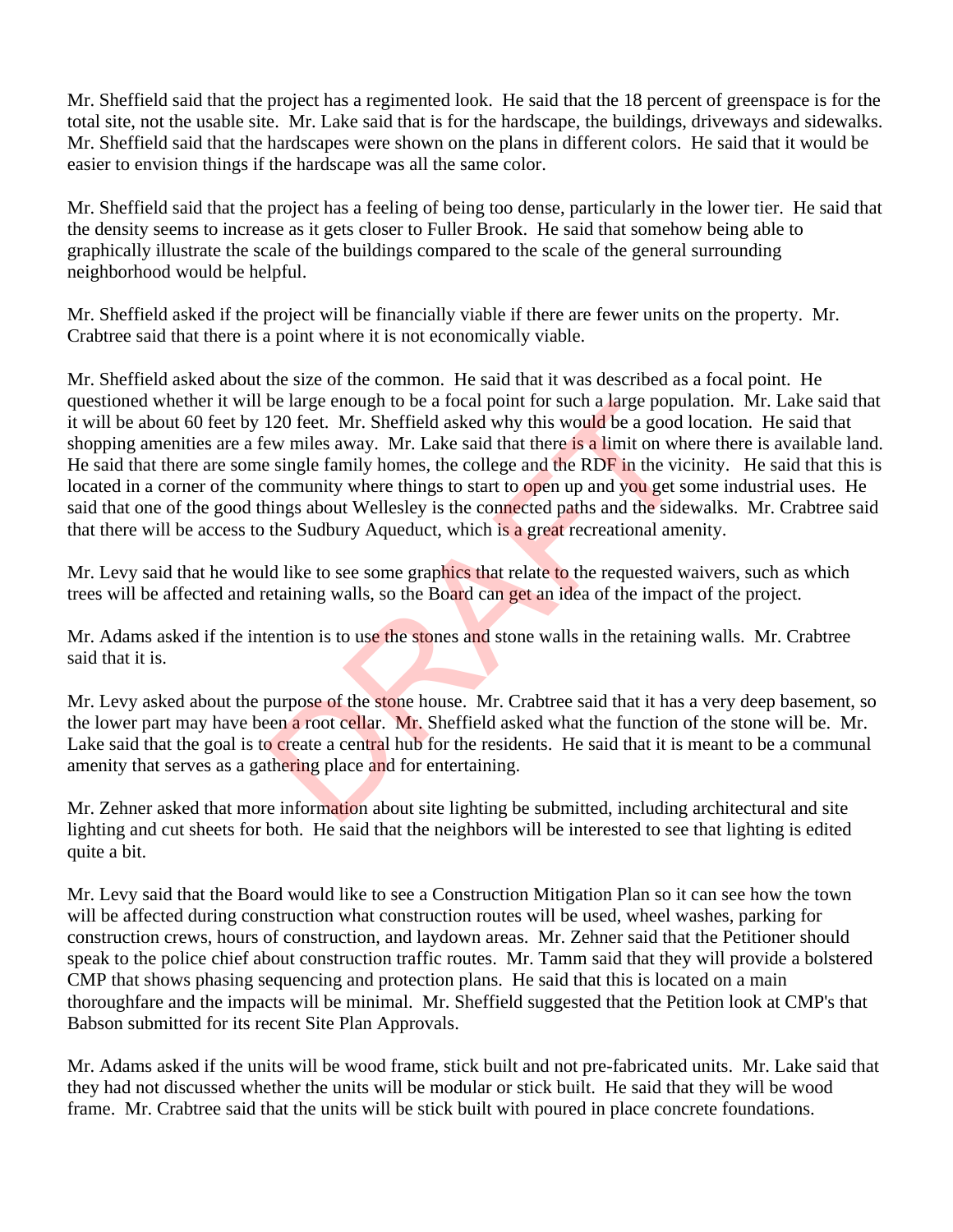Mr. Sheffield said that the project has a regimented look. He said that the 18 percent of greenspace is for the total site, not the usable site. Mr. Lake said that is for the hardscape, the buildings, driveways and sidewalks. Mr. Sheffield said that the hardscapes were shown on the plans in different colors. He said that it would be easier to envision things if the hardscape was all the same color.

Mr. Sheffield said that the project has a feeling of being too dense, particularly in the lower tier. He said that the density seems to increase as it gets closer to Fuller Brook. He said that somehow being able to graphically illustrate the scale of the buildings compared to the scale of the general surrounding neighborhood would be helpful.

Mr. Sheffield asked if the project will be financially viable if there are fewer units on the property. Mr. Crabtree said that there is a point where it is not economically viable.

Mr. Sheffield asked about the size of the common. He said that it was described as a focal point. He questioned whether it will be large enough to be a focal point for such a large population. Mr. Lake said that it will be about 60 feet by 120 feet. Mr. Sheffield asked why this would be a good location. He said that shopping amenities are a few miles away. Mr. Lake said that there is a limit on where there is available land. He said that there are some single family homes, the college and the RDF in the vicinity. He said that this is located in a corner of the community where things to start to open up and you get some industrial uses. He said that one of the good things about Wellesley is the connected paths and the sidewalks. Mr. Crabtree said that there will be access to the Sudbury Aqueduct, which is a great recreational amenity.

Mr. Levy said that he would like to see some graphics that relate to the requested waivers, such as which trees will be affected and retaining walls, so the Board can get an idea of the impact of the project.

Mr. Adams asked if the intention is to use the stones and stone walls in the retaining walls. Mr. Crabtree said that it is.

Mr. Levy asked about the purpose of the stone house. Mr. Crabtree said that it has a very deep basement, so the lower part may have been a root cellar. Mr. Sheffield asked what the function of the stone will be. Mr. Lake said that the goal is to create a central hub for the residents. He said that it is meant to be a communal amenity that serves as a gathering place and for entertaining.

Mr. Zehner asked that more information about site lighting be submitted, including architectural and site lighting and cut sheets for both. He said that the neighbors will be interested to see that lighting is edited quite a bit.

Mr. Levy said that the Board would like to see a Construction Mitigation Plan so it can see how the town will be affected during construction what construction routes will be used, wheel washes, parking for construction crews, hours of construction, and laydown areas. Mr. Zehner said that the Petitioner should speak to the police chief about construction traffic routes. Mr. Tamm said that they will provide a bolstered CMP that shows phasing sequencing and protection plans. He said that this is located on a main thoroughfare and the impacts will be minimal. Mr. Sheffield suggested that the Petition look at CMP's that Babson submitted for its recent Site Plan Approvals.

Mr. Adams asked if the units will be wood frame, stick built and not pre-fabricated units. Mr. Lake said that they had not discussed whether the units will be modular or stick built. He said that they will be wood frame. Mr. Crabtree said that the units will be stick built with poured in place concrete foundations.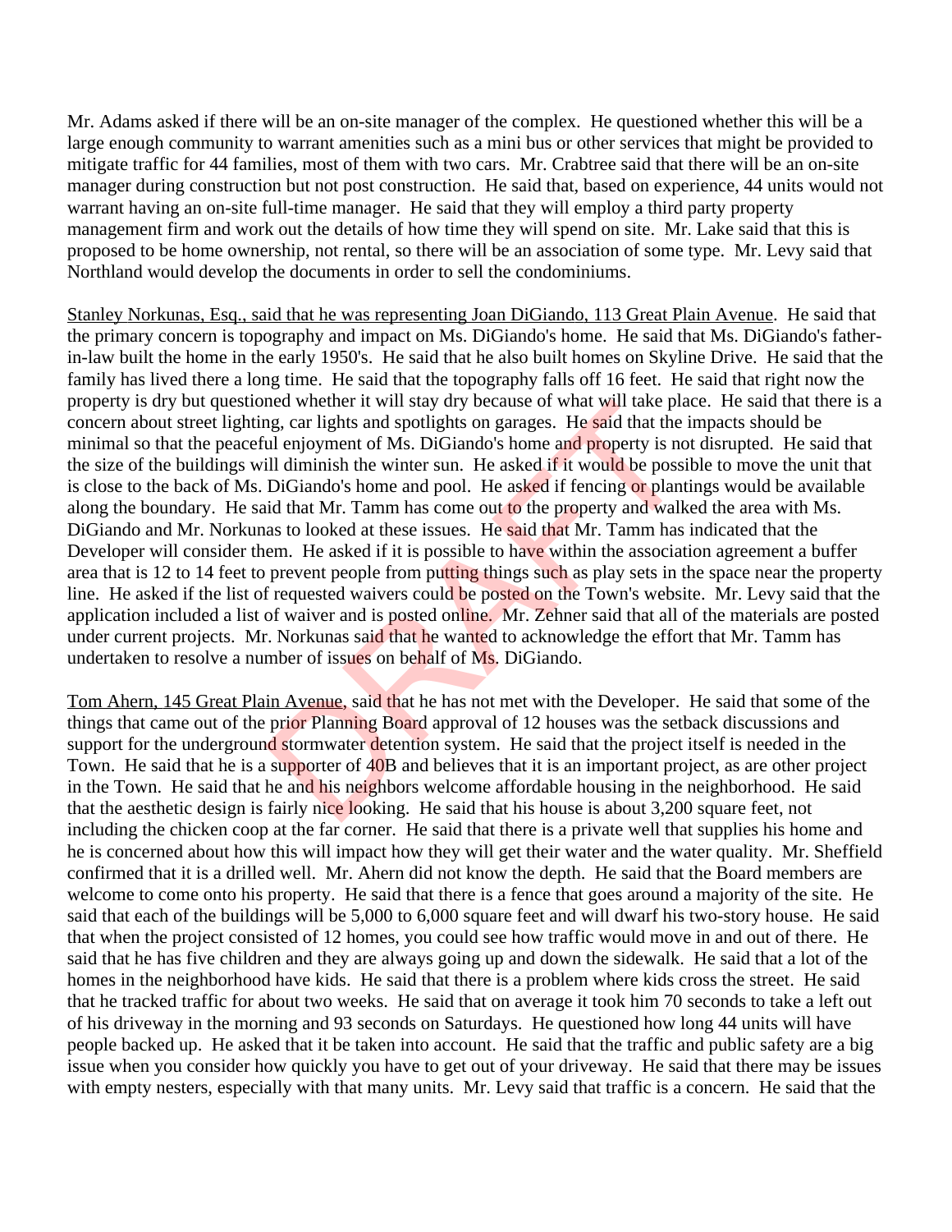Mr. Adams asked if there will be an on-site manager of the complex. He questioned whether this will be a large enough community to warrant amenities such as a mini bus or other services that might be provided to mitigate traffic for 44 families, most of them with two cars. Mr. Crabtree said that there will be an on-site manager during construction but not post construction. He said that, based on experience, 44 units would not warrant having an on-site full-time manager. He said that they will employ a third party property management firm and work out the details of how time they will spend on site. Mr. Lake said that this is proposed to be home ownership, not rental, so there will be an association of some type. Mr. Levy said that Northland would develop the documents in order to sell the condominiums.

Stanley Norkunas, Esq., said that he was representing Joan DiGiando, 113 Great Plain Avenue. He said that the primary concern is topography and impact on Ms. DiGiando's home. He said that Ms. DiGiando's father-in-law built the home in the early 1950's. He said that he also built homes on Skyline Drive. He said that the family has lived there a long time. He said that the topography falls off 16 feet. He said that right now the property is dry but questioned whether it will stay dry because of what will take place. He said that there is a concern about street lighting, car lights and spotlights on garages. He said that the impacts should be minimal so that the peaceful enjoyment of Ms. DiGiando's home and property is not disrupted. He said that the size of the buildings will diminish the winter sun. He asked if it would be possible to move the unit that is close to the back of Ms. DiGiando's home and pool. He asked if fencing or plantings would be available along the boundary. He said that Mr. Tamm has come out to the property and walked the area with Ms. DiGiando and Mr. Norkunas to looked at these issues. He said that Mr. Tamm has indicated that the Developer will consider them. He asked if it is possible to have within the association agreement a buffer area that is 12 to 14 feet to prevent people from putting things such as play sets in the space near the property line. He asked if the list of requested waivers could be posted on the Town's website. Mr. Levy said that the application included a list of waiver and is posted online. Mr. Zehner said that all of the materials are posted under current projects. Mr. Norkunas said that he wanted to acknowledge the effort that Mr. Tamm has undertaken to resolve a number of issues on behalf of Ms. DiGiando.

Tom Ahern, 145 Great Plain Avenue, said that he has not met with the Developer. He said that some of the things that came out of the prior Planning Board approval of 12 houses was the setback discussions and support for the underground stormwater detention system. He said that the project itself is needed in the Town. He said that he is a supporter of 40B and believes that it is an important project, as are other project in the Town. He said that he and his neighbors welcome affordable housing in the neighborhood. He said that the aesthetic design is fairly nice looking. He said that his house is about 3,200 square feet, not including the chicken coop at the far corner. He said that there is a private well that supplies his home and he is concerned about how this will impact how they will get their water and the water quality. Mr. Sheffield confirmed that it is a drilled well. Mr. Ahern did not know the depth. He said that the Board members are welcome to come onto his property. He said that there is a fence that goes around a majority of the site. He said that each of the buildings will be 5,000 to 6,000 square feet and will dwarf his two-story house. He said that when the project consisted of 12 homes, you could see how traffic would move in and out of there. He said that he has five children and they are always going up and down the sidewalk. He said that a lot of the homes in the neighborhood have kids. He said that there is a problem where kids cross the street. He said that he tracked traffic for about two weeks. He said that on average it took him 70 seconds to take a left out of his driveway in the morning and 93 seconds on Saturdays. He questioned how long 44 units will have people backed up. He asked that it be taken into account. He said that the traffic and public safety are a big issue when you consider how quickly you have to get out of your driveway. He said that there may be issues with empty nesters, especially with that many units. Mr. Levy said that traffic is a concern. He said that the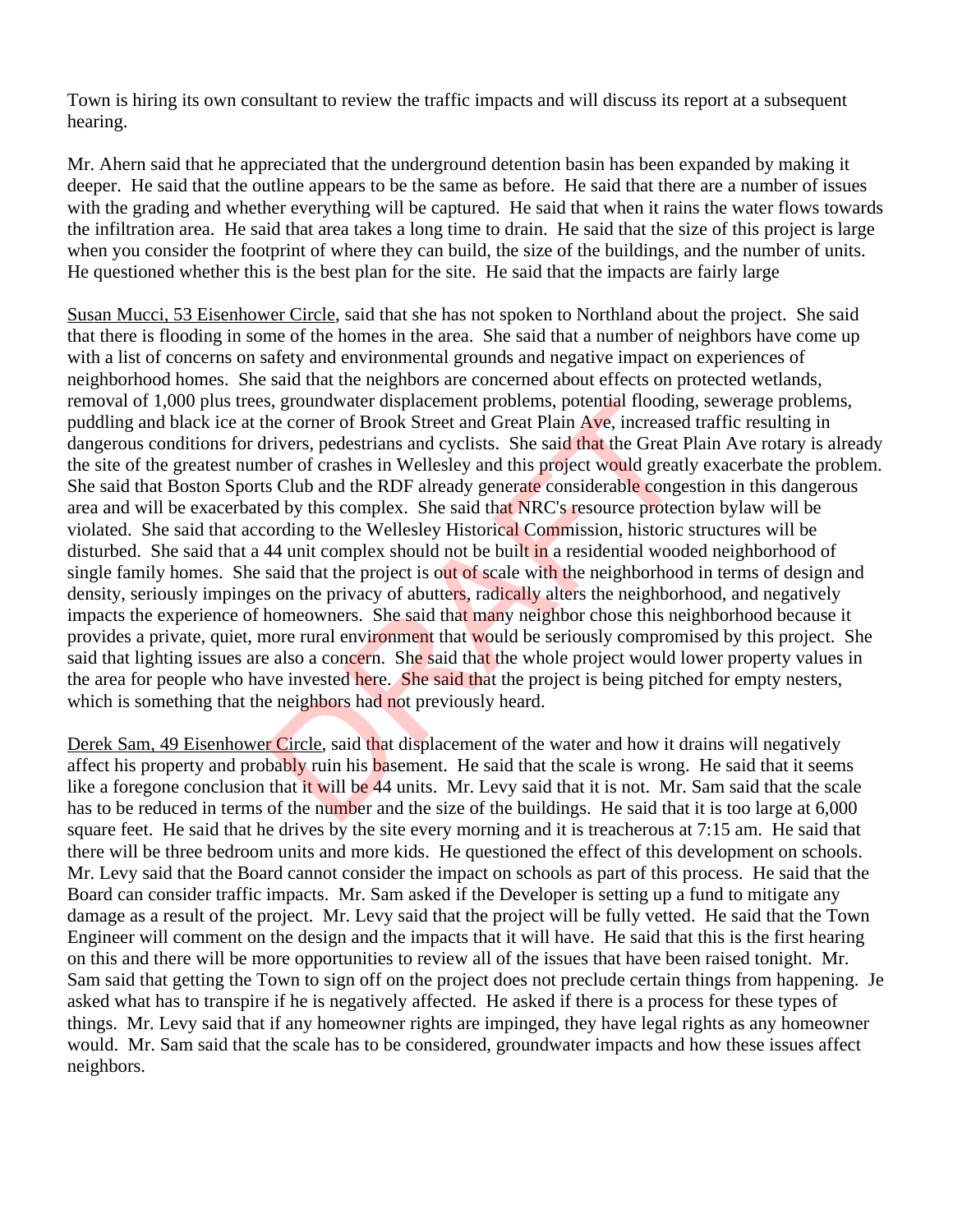Town is hiring its own consultant to review the traffic impacts and will discuss its report at a subsequent hearing.

Mr. Ahern said that he appreciated that the underground detention basin has been expanded by making it deeper. He said that the outline appears to be the same as before. He said that there are a number of issues with the grading and whether everything will be captured. He said that when it rains the water flows towards the infiltration area. He said that area takes a long time to drain. He said that the size of this project is large when you consider the footprint of where they can build, the size of the buildings, and the number of units. He questioned whether this is the best plan for the site. He said that the impacts are fairly large

Susan Mucci, 53 Eisenhower Circle, said that she has not spoken to Northland about the project. She said that there is flooding in some of the homes in the area. She said that a number of neighbors have come up with a list of concerns on safety and environmental grounds and negative impact on experiences of neighborhood homes. She said that the neighbors are concerned about effects on protected wetlands, removal of 1,000 plus trees, groundwater displacement problems, potential flooding, sewerage problems, puddling and black ice at the corner of Brook Street and Great Plain Ave, increased traffic resulting in dangerous conditions for drivers, pedestrians and cyclists. She said that the Great Plain Ave rotary is already the site of the greatest number of crashes in Wellesley and this project would greatly exacerbate the problem. She said that Boston Sports Club and the RDF already generate considerable congestion in this dangerous area and will be exacerbated by this complex. She said that NRC's resource protection bylaw will be violated. She said that according to the Wellesley Historical Commission, historic structures will be disturbed. She said that a 44 unit complex should not be built in a residential wooded neighborhood of single family homes. She said that the project is out of scale with the neighborhood in terms of design and density, seriously impinges on the privacy of abutters, radically alters the neighborhood, and negatively impacts the experience of homeowners. She said that many neighbor chose this neighborhood because it provides a private, quiet, more rural environment that would be seriously compromised by this project. She said that lighting issues are also a concern. She said that the whole project would lower property values in the area for people who have invested here. She said that the project is being pitched for empty nesters, which is something that the neighbors had not previously heard.

Derek Sam, 49 Eisenhower Circle, said that displacement of the water and how it drains will negatively affect his property and probably ruin his basement. He said that the scale is wrong. He said that it seems like a foregone conclusion that it will be 44 units. Mr. Levy said that it is not. Mr. Sam said that the scale has to be reduced in terms of the number and the size of the buildings. He said that it is too large at 6,000 square feet. He said that he drives by the site every morning and it is treacherous at 7:15 am. He said that there will be three bedroom units and more kids. He questioned the effect of this development on schools. Mr. Levy said that the Board cannot consider the impact on schools as part of this process. He said that the Board can consider traffic impacts. Mr. Sam asked if the Developer is setting up a fund to mitigate any damage as a result of the project. Mr. Levy said that the project will be fully vetted. He said that the Town Engineer will comment on the design and the impacts that it will have. He said that this is the first hearing on this and there will be more opportunities to review all of the issues that have been raised tonight. Mr. Sam said that getting the Town to sign off on the project does not preclude certain things from happening. Je asked what has to transpire if he is negatively affected. He asked if there is a process for these types of things. Mr. Levy said that if any homeowner rights are impinged, they have legal rights as any homeowner would. Mr. Sam said that the scale has to be considered, groundwater impacts and how these issues affect neighbors.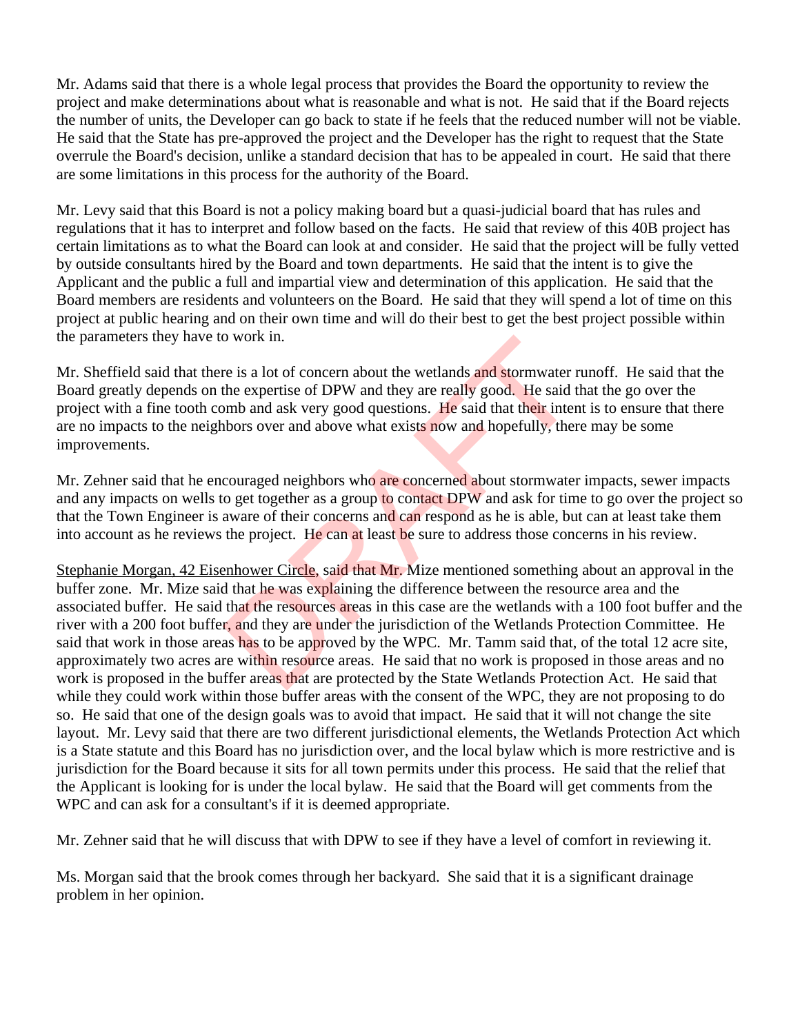Mr. Adams said that there is a whole legal process that provides the Board the opportunity to review the project and make determinations about what is reasonable and what is not. He said that if the Board rejects the number of units, the Developer can go back to state if he feels that the reduced number will not be viable. He said that the State has pre-approved the project and the Developer has the right to request that the State overrule the Board's decision, unlike a standard decision that has to be appealed in court. He said that there are some limitations in this process for the authority of the Board.

Mr. Levy said that this Board is not a policy making board but a quasi-judicial board that has rules and regulations that it has to interpret and follow based on the facts. He said that review of this 40B project has certain limitations as to what the Board can look at and consider. He said that the project will be fully vetted by outside consultants hired by the Board and town departments. He said that the intent is to give the Applicant and the public a full and impartial view and determination of this application. He said that the Board members are residents and volunteers on the Board. He said that they will spend a lot of time on this project at public hearing and on their own time and will do their best to get the best project possible within the parameters they have to work in.

Mr. Sheffield said that there is a lot of concern about the wetlands and stormwater runoff. He said that the Board greatly depends on the expertise of DPW and they are really good. He said that the go over the project with a fine tooth comb and ask very good questions. He said that their intent is to ensure that there are no impacts to the neighbors over and above what exists now and hopefully, there may be some improvements.

Mr. Zehner said that he encouraged neighbors who are concerned about stormwater impacts, sewer impacts and any impacts on wells to get together as a group to contact DPW and ask for time to go over the project so that the Town Engineer is aware of their concerns and can respond as he is able, but can at least take them into account as he reviews the project. He can at least be sure to address those concerns in his review.

Stephanie Morgan, 42 Eisenhower Circle, said that Mr. Mize mentioned something about an approval in the buffer zone. Mr. Mize said that he was explaining the difference between the resource area and the associated buffer. He said that the resources areas in this case are the wetlands with a 100 foot buffer and the river with a 200 foot buffer, and they are under the jurisdiction of the Wetlands Protection Committee. He said that work in those areas has to be approved by the WPC. Mr. Tamm said that, of the total 12 acre site, approximately two acres are within resource areas. He said that no work is proposed in those areas and no work is proposed in the buffer areas that are protected by the State Wetlands Protection Act. He said that while they could work within those buffer areas with the consent of the WPC, they are not proposing to do so. He said that one of the design goals was to avoid that impact. He said that it will not change the site layout. Mr. Levy said that there are two different jurisdictional elements, the Wetlands Protection Act which is a State statute and this Board has no jurisdiction over, and the local bylaw which is more restrictive and is jurisdiction for the Board because it sits for all town permits under this process. He said that the relief that the Applicant is looking for is under the local bylaw. He said that the Board will get comments from the WPC and can ask for a consultant's if it is deemed appropriate.

Mr. Zehner said that he will discuss that with DPW to see if they have a level of comfort in reviewing it.

Ms. Morgan said that the brook comes through her backyard. She said that it is a significant drainage problem in her opinion.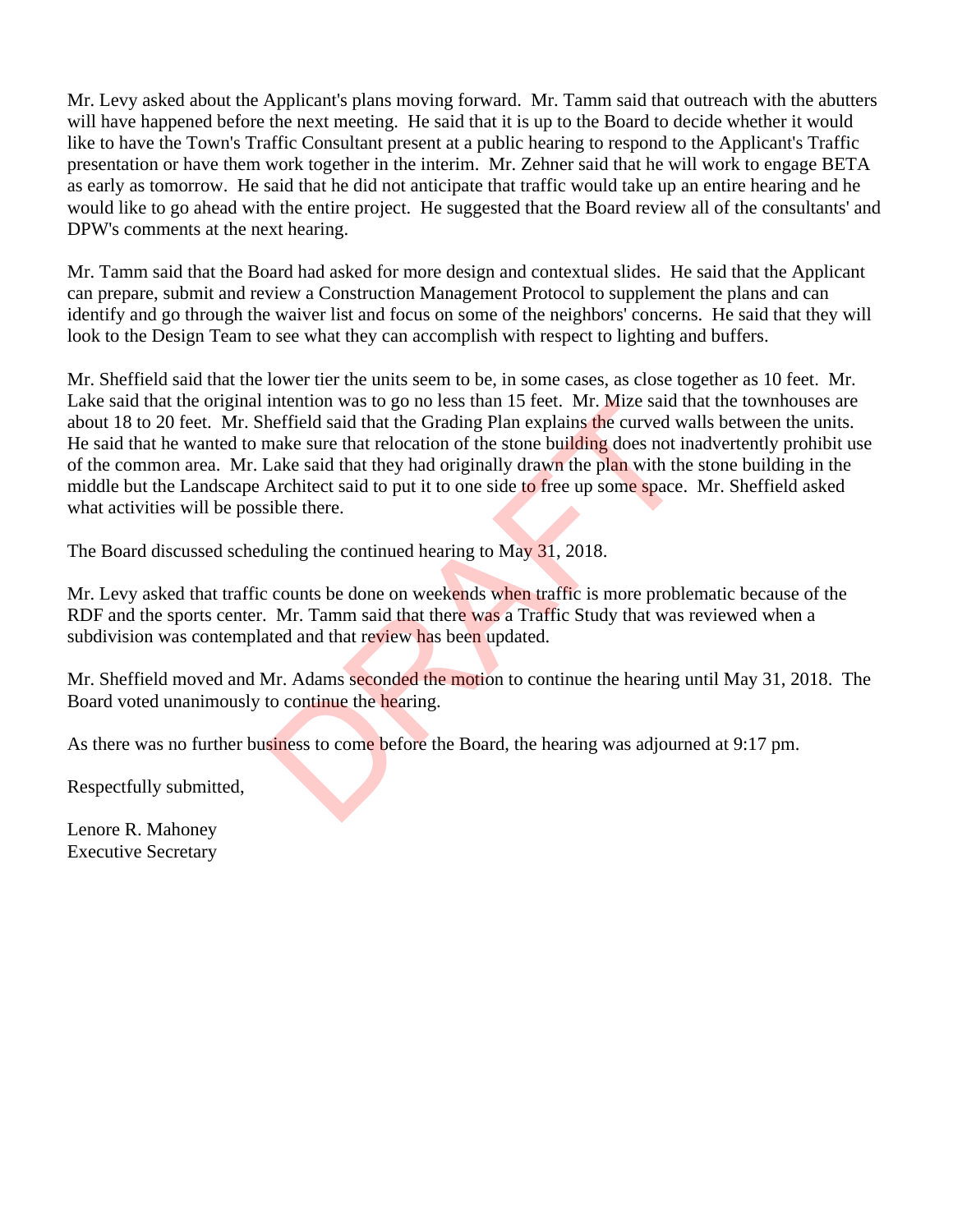Mr. Levy asked about the Applicant's plans moving forward. Mr. Tamm said that outreach with the abutters will have happened before the next meeting. He said that it is up to the Board to decide whether it would like to have the Town's Traffic Consultant present at a public hearing to respond to the Applicant's Traffic presentation or have them work together in the interim. Mr. Zehner said that he will work to engage BETA as early as tomorrow. He said that he did not anticipate that traffic would take up an entire hearing and he would like to go ahead with the entire project. He suggested that the Board review all of the consultants' and DPW's comments at the next hearing.

Mr. Tamm said that the Board had asked for more design and contextual slides. He said that the Applicant can prepare, submit and review a Construction Management Protocol to supplement the plans and can identify and go through the waiver list and focus on some of the neighbors' concerns. He said that they will look to the Design Team to see what they can accomplish with respect to lighting and buffers.

Mr. Sheffield said that the lower tier the units seem to be, in some cases, as close together as 10 feet. Mr. Lake said that the original intention was to go no less than 15 feet. Mr. Mize said that the townhouses are about 18 to 20 feet. Mr. Sheffield said that the Grading Plan explains the curved walls between the units. He said that he wanted to make sure that relocation of the stone building does not inadvertently prohibit use of the common area. Mr. Lake said that they had originally drawn the plan with the stone building in the middle but the Landscape Architect said to put it to one side to free up some space. Mr. Sheffield asked what activities will be possible there.

The Board discussed scheduling the continued hearing to May 31, 2018.

Mr. Levy asked that traffic counts be done on weekends when traffic is more problematic because of the RDF and the sports center. Mr. Tamm said that there was a Traffic Study that was reviewed when a subdivision was contemplated and that review has been updated.

Mr. Sheffield moved and Mr. Adams seconded the motion to continue the hearing until May 31, 2018. The Board voted unanimously to continue the hearing.

As there was no further business to come before the Board, the hearing was adjourned at 9:17 pm.

Respectfully submitted,

Lenore R. Mahoney  
Executive Secretary